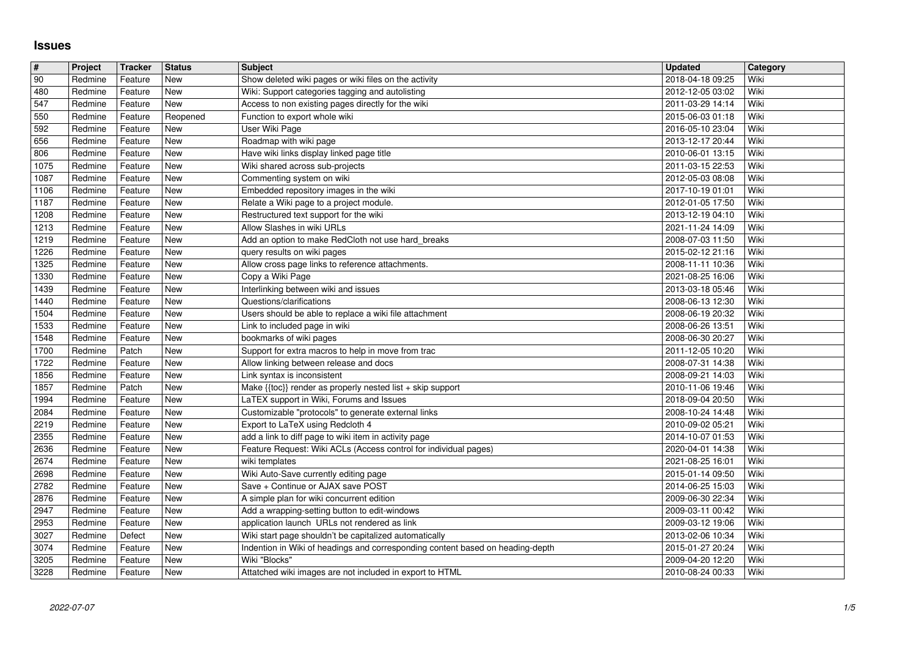# Issues

| # | Project | Tracker | Status | Subject | Updated | Category |
|---|---|---|---|---|---|---|
| 90 | Redmine | Feature | New | Show deleted wiki pages or wiki files on the activity | 2018-04-18 09:25 | Wiki |
| 480 | Redmine | Feature | New | Wiki: Support categories tagging and autolisting | 2012-12-05 03:02 | Wiki |
| 547 | Redmine | Feature | New | Access to non existing pages directly for the wiki | 2011-03-29 14:14 | Wiki |
| 550 | Redmine | Feature | Reopened | Function to export whole wiki | 2015-06-03 01:18 | Wiki |
| 592 | Redmine | Feature | New | User Wiki Page | 2016-05-10 23:04 | Wiki |
| 656 | Redmine | Feature | New | Roadmap with wiki page | 2013-12-17 20:44 | Wiki |
| 806 | Redmine | Feature | New | Have wiki links display linked page title | 2010-06-01 13:15 | Wiki |
| 1075 | Redmine | Feature | New | Wiki shared across sub-projects | 2011-03-15 22:53 | Wiki |
| 1087 | Redmine | Feature | New | Commenting system on wiki | 2012-05-03 08:08 | Wiki |
| 1106 | Redmine | Feature | New | Embedded repository images in the wiki | 2017-10-19 01:01 | Wiki |
| 1187 | Redmine | Feature | New | Relate a Wiki page to a project module. | 2012-01-05 17:50 | Wiki |
| 1208 | Redmine | Feature | New | Restructured text support for the wiki | 2013-12-19 04:10 | Wiki |
| 1213 | Redmine | Feature | New | Allow Slashes in wiki URLs | 2021-11-24 14:09 | Wiki |
| 1219 | Redmine | Feature | New | Add an option to make RedCloth not use hard_breaks | 2008-07-03 11:50 | Wiki |
| 1226 | Redmine | Feature | New | query results on wiki pages | 2015-02-12 21:16 | Wiki |
| 1325 | Redmine | Feature | New | Allow cross page links to reference attachments. | 2008-11-11 10:36 | Wiki |
| 1330 | Redmine | Feature | New | Copy a Wiki Page | 2021-08-25 16:06 | Wiki |
| 1439 | Redmine | Feature | New | Interlinking between wiki and issues | 2013-03-18 05:46 | Wiki |
| 1440 | Redmine | Feature | New | Questions/clarifications | 2008-06-13 12:30 | Wiki |
| 1504 | Redmine | Feature | New | Users should be able to replace a wiki file attachment | 2008-06-19 20:32 | Wiki |
| 1533 | Redmine | Feature | New | Link to included page in wiki | 2008-06-26 13:51 | Wiki |
| 1548 | Redmine | Feature | New | bookmarks of wiki pages | 2008-06-30 20:27 | Wiki |
| 1700 | Redmine | Patch | New | Support for extra macros to help in move from trac | 2011-12-05 10:20 | Wiki |
| 1722 | Redmine | Feature | New | Allow linking between release and docs | 2008-07-31 14:38 | Wiki |
| 1856 | Redmine | Feature | New | Link syntax is inconsistent | 2008-09-21 14:03 | Wiki |
| 1857 | Redmine | Patch | New | Make {{toc}} render as properly nested list + skip support | 2010-11-06 19:46 | Wiki |
| 1994 | Redmine | Feature | New | LaTEX support in Wiki, Forums and Issues | 2018-09-04 20:50 | Wiki |
| 2084 | Redmine | Feature | New | Customizable "protocols" to generate external links | 2008-10-24 14:48 | Wiki |
| 2219 | Redmine | Feature | New | Export to LaTeX using Redcloth 4 | 2010-09-02 05:21 | Wiki |
| 2355 | Redmine | Feature | New | add a link to diff page to wiki item in activity page | 2014-10-07 01:53 | Wiki |
| 2636 | Redmine | Feature | New | Feature Request: Wiki ACLs (Access control for individual pages) | 2020-04-01 14:38 | Wiki |
| 2674 | Redmine | Feature | New | wiki templates | 2021-08-25 16:01 | Wiki |
| 2698 | Redmine | Feature | New | Wiki Auto-Save currently editing page | 2015-01-14 09:50 | Wiki |
| 2782 | Redmine | Feature | New | Save + Continue or AJAX save POST | 2014-06-25 15:03 | Wiki |
| 2876 | Redmine | Feature | New | A simple plan for wiki concurrent edition | 2009-06-30 22:34 | Wiki |
| 2947 | Redmine | Feature | New | Add a wrapping-setting button to edit-windows | 2009-03-11 00:42 | Wiki |
| 2953 | Redmine | Feature | New | application launch URLs not rendered as link | 2009-03-12 19:06 | Wiki |
| 3027 | Redmine | Defect | New | Wiki start page shouldn't be capitalized automatically | 2013-02-06 10:34 | Wiki |
| 3074 | Redmine | Feature | New | Indention in Wiki of headings and corresponding content based on heading-depth | 2015-01-27 20:24 | Wiki |
| 3205 | Redmine | Feature | New | Wiki "Blocks" | 2009-04-20 12:20 | Wiki |
| 3228 | Redmine | Feature | New | Attatched wiki images are not included in export to HTML | 2010-08-24 00:33 | Wiki |

2022-07-07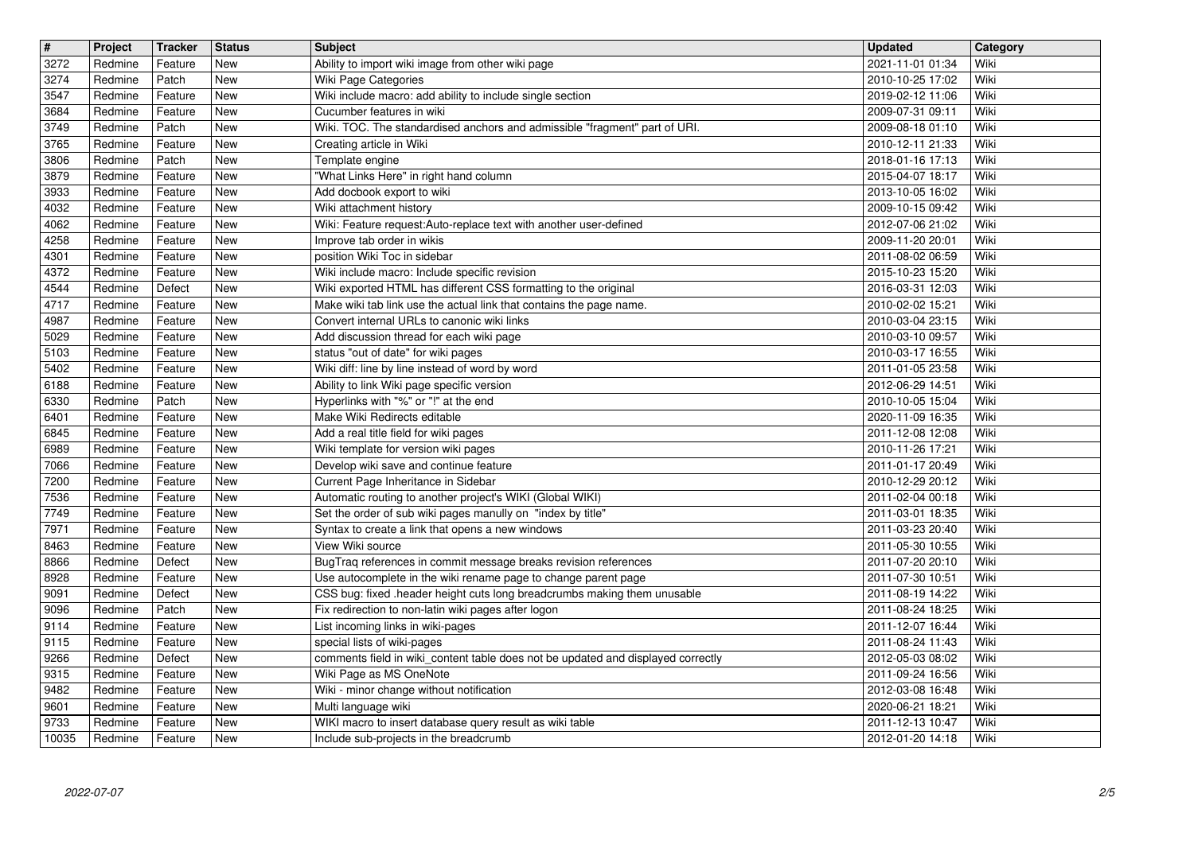| # | Project | Tracker | Status | Subject | Updated | Category |
| --- | --- | --- | --- | --- | --- | --- |
| 3272 | Redmine | Feature | New | Ability to import wiki image from other wiki page | 2021-11-01 01:34 | Wiki |
| 3274 | Redmine | Patch | New | Wiki Page Categories | 2010-10-25 17:02 | Wiki |
| 3547 | Redmine | Feature | New | Wiki include macro: add ability to include single section | 2019-02-12 11:06 | Wiki |
| 3684 | Redmine | Feature | New | Cucumber features in wiki | 2009-07-31 09:11 | Wiki |
| 3749 | Redmine | Patch | New | Wiki. TOC. The standardised anchors and admissible "fragment" part of URI. | 2009-08-18 01:10 | Wiki |
| 3765 | Redmine | Feature | New | Creating article in Wiki | 2010-12-11 21:33 | Wiki |
| 3806 | Redmine | Patch | New | Template engine | 2018-01-16 17:13 | Wiki |
| 3879 | Redmine | Feature | New | "What Links Here" in right hand column | 2015-04-07 18:17 | Wiki |
| 3933 | Redmine | Feature | New | Add docbook export to wiki | 2013-10-05 16:02 | Wiki |
| 4032 | Redmine | Feature | New | Wiki attachment history | 2009-10-15 09:42 | Wiki |
| 4062 | Redmine | Feature | New | Wiki: Feature request:Auto-replace text with another user-defined | 2012-07-06 21:02 | Wiki |
| 4258 | Redmine | Feature | New | Improve tab order in wikis | 2009-11-20 20:01 | Wiki |
| 4301 | Redmine | Feature | New | position Wiki Toc in sidebar | 2011-08-02 06:59 | Wiki |
| 4372 | Redmine | Feature | New | Wiki include macro: Include specific revision | 2015-10-23 15:20 | Wiki |
| 4544 | Redmine | Defect | New | Wiki exported HTML has different CSS formatting to the original | 2016-03-31 12:03 | Wiki |
| 4717 | Redmine | Feature | New | Make wiki tab link use the actual link that contains the page name. | 2010-02-02 15:21 | Wiki |
| 4987 | Redmine | Feature | New | Convert internal URLs to canonic wiki links | 2010-03-04 23:15 | Wiki |
| 5029 | Redmine | Feature | New | Add discussion thread for each wiki page | 2010-03-10 09:57 | Wiki |
| 5103 | Redmine | Feature | New | status "out of date" for wiki pages | 2010-03-17 16:55 | Wiki |
| 5402 | Redmine | Feature | New | Wiki diff: line by line instead of word by word | 2011-01-05 23:58 | Wiki |
| 6188 | Redmine | Feature | New | Ability to link Wiki page specific version | 2012-06-29 14:51 | Wiki |
| 6330 | Redmine | Patch | New | Hyperlinks with "%" or "!" at the end | 2010-10-05 15:04 | Wiki |
| 6401 | Redmine | Feature | New | Make Wiki Redirects editable | 2020-11-09 16:35 | Wiki |
| 6845 | Redmine | Feature | New | Add a real title field for wiki pages | 2011-12-08 12:08 | Wiki |
| 6989 | Redmine | Feature | New | Wiki template for version wiki pages | 2010-11-26 17:21 | Wiki |
| 7066 | Redmine | Feature | New | Develop wiki save and continue feature | 2011-01-17 20:49 | Wiki |
| 7200 | Redmine | Feature | New | Current Page Inheritance in Sidebar | 2010-12-29 20:12 | Wiki |
| 7536 | Redmine | Feature | New | Automatic routing to another project's WIKI (Global WIKI) | 2011-02-04 00:18 | Wiki |
| 7749 | Redmine | Feature | New | Set the order of sub wiki pages manully on "index by title" | 2011-03-01 18:35 | Wiki |
| 7971 | Redmine | Feature | New | Syntax to create a link that opens a new windows | 2011-03-23 20:40 | Wiki |
| 8463 | Redmine | Feature | New | View Wiki source | 2011-05-30 10:55 | Wiki |
| 8866 | Redmine | Defect | New | BugTraq references in commit message breaks revision references | 2011-07-20 20:10 | Wiki |
| 8928 | Redmine | Feature | New | Use autocomplete in the wiki rename page to change parent page | 2011-07-30 10:51 | Wiki |
| 9091 | Redmine | Defect | New | CSS bug: fixed .header height cuts long breadcrumbs making them unusable | 2011-08-19 14:22 | Wiki |
| 9096 | Redmine | Patch | New | Fix redirection to non-latin wiki pages after logon | 2011-08-24 18:25 | Wiki |
| 9114 | Redmine | Feature | New | List incoming links in wiki-pages | 2011-12-07 16:44 | Wiki |
| 9115 | Redmine | Feature | New | special lists of wiki-pages | 2011-08-24 11:43 | Wiki |
| 9266 | Redmine | Defect | New | comments field in wiki_content table does not be updated and displayed correctly | 2012-05-03 08:02 | Wiki |
| 9315 | Redmine | Feature | New | Wiki Page as MS OneNote | 2011-09-24 16:56 | Wiki |
| 9482 | Redmine | Feature | New | Wiki - minor change without notification | 2012-03-08 16:48 | Wiki |
| 9601 | Redmine | Feature | New | Multi language wiki | 2020-06-21 18:21 | Wiki |
| 9733 | Redmine | Feature | New | WIKI macro to insert database query result as wiki table | 2011-12-13 10:47 | Wiki |
| 10035 | Redmine | Feature | New | Include sub-projects in the breadcrumb | 2012-01-20 14:18 | Wiki |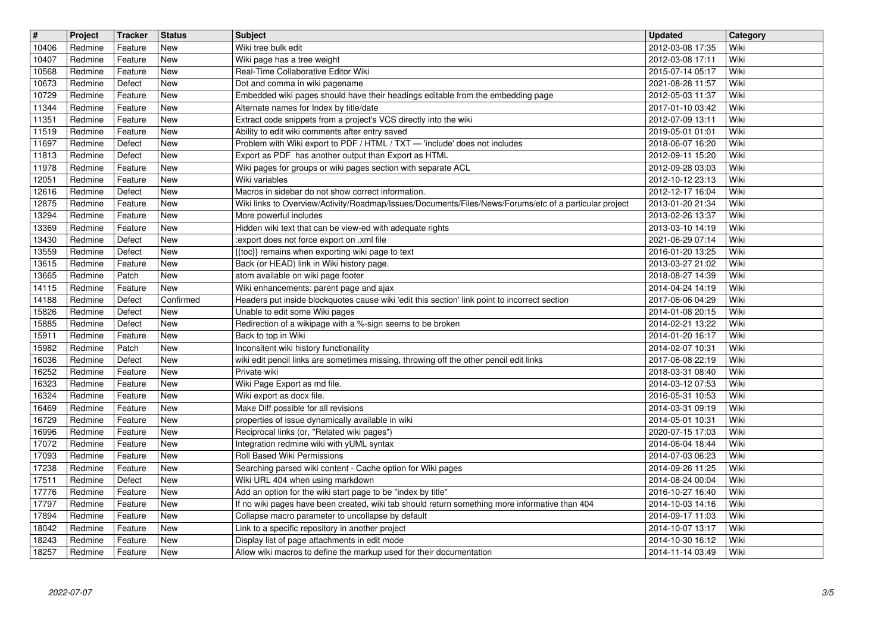| # | Project | Tracker | Status | Subject | Updated | Category |
|---|---|---|---|---|---|---|
| 10406 | Redmine | Feature | New | Wiki tree bulk edit | 2012-03-08 17:35 | Wiki |
| 10407 | Redmine | Feature | New | Wiki page has a tree weight | 2012-03-08 17:11 | Wiki |
| 10568 | Redmine | Feature | New | Real-Time Collaborative Editor Wiki | 2015-07-14 05:17 | Wiki |
| 10673 | Redmine | Defect | New | Dot and comma in wiki pagename | 2021-08-28 11:57 | Wiki |
| 10729 | Redmine | Feature | New | Embedded wiki pages should have their headings editable from the embedding page | 2012-05-03 11:37 | Wiki |
| 11344 | Redmine | Feature | New | Alternate names for Index by title/date | 2017-01-10 03:42 | Wiki |
| 11351 | Redmine | Feature | New | Extract code snippets from a project's VCS directly into the wiki | 2012-07-09 13:11 | Wiki |
| 11519 | Redmine | Feature | New | Ability to edit wiki comments after entry saved | 2019-05-01 01:01 | Wiki |
| 11697 | Redmine | Defect | New | Problem with Wiki export to PDF / HTML / TXT — 'include' does not includes | 2018-06-07 16:20 | Wiki |
| 11813 | Redmine | Defect | New | Export as PDF has another output than Export as HTML | 2012-09-11 15:20 | Wiki |
| 11978 | Redmine | Feature | New | Wiki pages for groups or wiki pages section with separate ACL | 2012-09-28 03:03 | Wiki |
| 12051 | Redmine | Feature | New | Wiki variables | 2012-10-12 23:13 | Wiki |
| 12616 | Redmine | Defect | New | Macros in sidebar do not show correct information. | 2012-12-17 16:04 | Wiki |
| 12875 | Redmine | Feature | New | Wiki links to Overview/Activity/Roadmap/Issues/Documents/Files/News/Forums/etc of a particular project | 2013-01-20 21:34 | Wiki |
| 13294 | Redmine | Feature | New | More powerful includes | 2013-02-26 13:37 | Wiki |
| 13369 | Redmine | Feature | New | Hidden wiki text that can be view-ed with adequate rights | 2013-03-10 14:19 | Wiki |
| 13430 | Redmine | Defect | New | :export does not force export on .xml file | 2021-06-29 07:14 | Wiki |
| 13559 | Redmine | Defect | New | {{toc}} remains when exporting wiki page to text | 2016-01-20 13:25 | Wiki |
| 13615 | Redmine | Feature | New | Back (or HEAD) link in Wiki history page. | 2013-03-27 21:02 | Wiki |
| 13665 | Redmine | Patch | New | atom available on wiki page footer | 2018-08-27 14:39 | Wiki |
| 14115 | Redmine | Feature | New | Wiki enhancements: parent page and ajax | 2014-04-24 14:19 | Wiki |
| 14188 | Redmine | Defect | Confirmed | Headers put inside blockquotes cause wiki 'edit this section' link point to incorrect section | 2017-06-06 04:29 | Wiki |
| 15826 | Redmine | Defect | New | Unable to edit some Wiki pages | 2014-01-08 20:15 | Wiki |
| 15885 | Redmine | Defect | New | Redirection of a wikipage with a %-sign seems to be broken | 2014-02-21 13:22 | Wiki |
| 15911 | Redmine | Feature | New | Back to top in Wiki | 2014-01-20 16:17 | Wiki |
| 15982 | Redmine | Patch | New | Inconsitent wiki history functionaility | 2014-02-07 10:31 | Wiki |
| 16036 | Redmine | Defect | New | wiki edit pencil links are sometimes missing, throwing off the other pencil edit links | 2017-06-08 22:19 | Wiki |
| 16252 | Redmine | Feature | New | Private wiki | 2018-03-31 08:40 | Wiki |
| 16323 | Redmine | Feature | New | Wiki Page Export as md file. | 2014-03-12 07:53 | Wiki |
| 16324 | Redmine | Feature | New | Wiki export as docx file. | 2016-05-31 10:53 | Wiki |
| 16469 | Redmine | Feature | New | Make Diff possible for all revisions | 2014-03-31 09:19 | Wiki |
| 16729 | Redmine | Feature | New | properties of issue dynamically available in wiki | 2014-05-01 10:31 | Wiki |
| 16996 | Redmine | Feature | New | Reciprocal links (or, "Related wiki pages") | 2020-07-15 17:03 | Wiki |
| 17072 | Redmine | Feature | New | Integration redmine wiki with yUML syntax | 2014-06-04 18:44 | Wiki |
| 17093 | Redmine | Feature | New | Roll Based Wiki Permissions | 2014-07-03 06:23 | Wiki |
| 17238 | Redmine | Feature | New | Searching parsed wiki content - Cache option for Wiki pages | 2014-09-26 11:25 | Wiki |
| 17511 | Redmine | Defect | New | Wiki URL 404 when using markdown | 2014-08-24 00:04 | Wiki |
| 17776 | Redmine | Feature | New | Add an option for the wiki start page to be "index by title" | 2016-10-27 16:40 | Wiki |
| 17797 | Redmine | Feature | New | If no wiki pages have been created, wiki tab should return something more informative than 404 | 2014-10-03 14:16 | Wiki |
| 17894 | Redmine | Feature | New | Collapse macro parameter to uncollapse by default | 2014-09-17 11:03 | Wiki |
| 18042 | Redmine | Feature | New | Link to a specific repository in another project | 2014-10-07 13:17 | Wiki |
| 18243 | Redmine | Feature | New | Display list of page attachments in edit mode | 2014-10-30 16:12 | Wiki |
| 18257 | Redmine | Feature | New | Allow wiki macros to define the markup used for their documentation | 2014-11-14 03:49 | Wiki |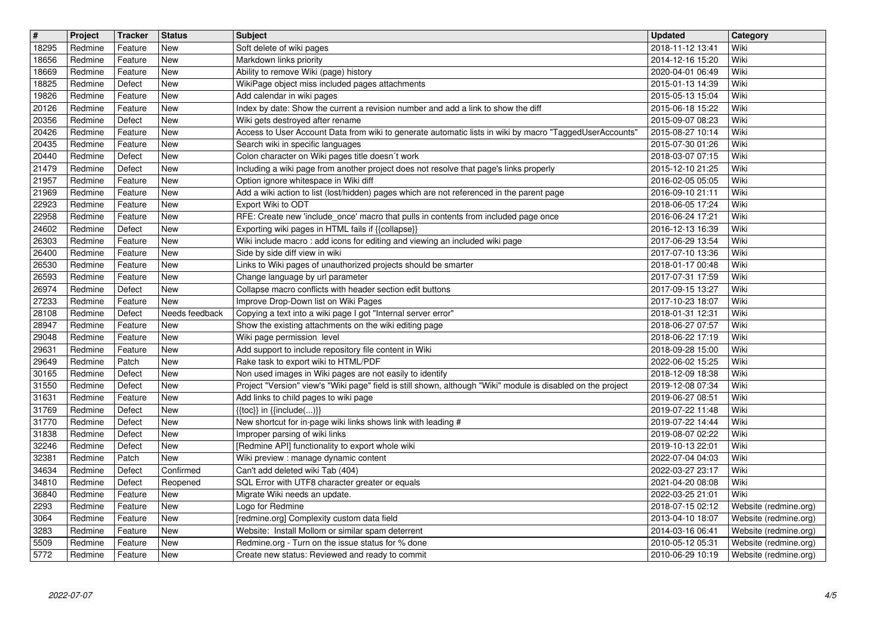| # | Project | Tracker | Status | Subject | Updated | Category |
| --- | --- | --- | --- | --- | --- | --- |
| 18295 | Redmine | Feature | New | Soft delete of wiki pages | 2018-11-12 13:41 | Wiki |
| 18656 | Redmine | Feature | New | Markdown links priority | 2014-12-16 15:20 | Wiki |
| 18669 | Redmine | Feature | New | Ability to remove Wiki (page) history | 2020-04-01 06:49 | Wiki |
| 18825 | Redmine | Defect | New | WikiPage object miss included pages attachments | 2015-01-13 14:39 | Wiki |
| 19826 | Redmine | Feature | New | Add calendar in wiki pages | 2015-05-13 15:04 | Wiki |
| 20126 | Redmine | Feature | New | Index by date: Show the current a revision number and add a link to show the diff | 2015-06-18 15:22 | Wiki |
| 20356 | Redmine | Defect | New | Wiki gets destroyed after rename | 2015-09-07 08:23 | Wiki |
| 20426 | Redmine | Feature | New | Access to User Account Data from wiki to generate automatic lists in wiki by macro "TaggedUserAccounts" | 2015-08-27 10:14 | Wiki |
| 20435 | Redmine | Feature | New | Search wiki in specific languages | 2015-07-30 01:26 | Wiki |
| 20440 | Redmine | Defect | New | Colon character on Wiki pages title doesn´t work | 2018-03-07 07:15 | Wiki |
| 21479 | Redmine | Defect | New | Including a wiki page from another project does not resolve that page's links properly | 2015-12-10 21:25 | Wiki |
| 21957 | Redmine | Feature | New | Option ignore whitespace in Wiki diff | 2016-02-05 05:05 | Wiki |
| 21969 | Redmine | Feature | New | Add a wiki action to list (lost/hidden) pages which are not referenced in the parent page | 2016-09-10 21:11 | Wiki |
| 22923 | Redmine | Feature | New | Export Wiki to ODT | 2018-06-05 17:24 | Wiki |
| 22958 | Redmine | Feature | New | RFE: Create new 'include_once' macro that pulls in contents from included page once | 2016-06-24 17:21 | Wiki |
| 24602 | Redmine | Defect | New | Exporting wiki pages in HTML fails if {{collapse}} | 2016-12-13 16:39 | Wiki |
| 26303 | Redmine | Feature | New | Wiki include macro : add icons for editing and viewing an included wiki page | 2017-06-29 13:54 | Wiki |
| 26400 | Redmine | Feature | New | Side by side diff view in wiki | 2017-07-10 13:36 | Wiki |
| 26530 | Redmine | Feature | New | Links to Wiki pages of unauthorized projects should be smarter | 2018-01-17 00:48 | Wiki |
| 26593 | Redmine | Feature | New | Change language by url parameter | 2017-07-31 17:59 | Wiki |
| 26974 | Redmine | Defect | New | Collapse macro conflicts with header section edit buttons | 2017-09-15 13:27 | Wiki |
| 27233 | Redmine | Feature | New | Improve Drop-Down list on Wiki Pages | 2017-10-23 18:07 | Wiki |
| 28108 | Redmine | Defect | Needs feedback | Copying a text into a wiki page I got "Internal server error" | 2018-01-31 12:31 | Wiki |
| 28947 | Redmine | Feature | New | Show the existing attachments on the wiki editing page | 2018-06-27 07:57 | Wiki |
| 29048 | Redmine | Feature | New | Wiki page permission level | 2018-06-22 17:19 | Wiki |
| 29631 | Redmine | Feature | New | Add support to include repository file content in Wiki | 2018-09-28 15:00 | Wiki |
| 29649 | Redmine | Patch | New | Rake task to export wiki to HTML/PDF | 2022-06-02 15:25 | Wiki |
| 30165 | Redmine | Defect | New | Non used images in Wiki pages are not easily to identify | 2018-12-09 18:38 | Wiki |
| 31550 | Redmine | Defect | New | Project "Version" view's "Wiki page" field is still shown, although "Wiki" module is disabled on the project | 2019-12-08 07:34 | Wiki |
| 31631 | Redmine | Feature | New | Add links to child pages to wiki page | 2019-06-27 08:51 | Wiki |
| 31769 | Redmine | Defect | New | {{toc}} in {{include(...)}} | 2019-07-22 11:48 | Wiki |
| 31770 | Redmine | Defect | New | New shortcut for in-page wiki links shows link with leading # | 2019-07-22 14:44 | Wiki |
| 31838 | Redmine | Defect | New | Improper parsing of wiki links | 2019-08-07 02:22 | Wiki |
| 32246 | Redmine | Defect | New | [Redmine API] functionality to export whole wiki | 2019-10-13 22:01 | Wiki |
| 32381 | Redmine | Patch | New | Wiki preview : manage dynamic content | 2022-07-04 04:03 | Wiki |
| 34634 | Redmine | Defect | Confirmed | Can't add deleted wiki Tab (404) | 2022-03-27 23:17 | Wiki |
| 34810 | Redmine | Defect | Reopened | SQL Error with UTF8 character greater or equals | 2021-04-20 08:08 | Wiki |
| 36840 | Redmine | Feature | New | Migrate Wiki needs an update. | 2022-03-25 21:01 | Wiki |
| 2293 | Redmine | Feature | New | Logo for Redmine | 2018-07-15 02:12 | Website (redmine.org) |
| 3064 | Redmine | Feature | New | [redmine.org] Complexity custom data field | 2013-04-10 18:07 | Website (redmine.org) |
| 3283 | Redmine | Feature | New | Website: Install Mollom or similar spam deterrent | 2014-03-16 06:41 | Website (redmine.org) |
| 5509 | Redmine | Feature | New | Redmine.org - Turn on the issue status for % done | 2010-05-12 05:31 | Website (redmine.org) |
| 5772 | Redmine | Feature | New | Create new status: Reviewed and ready to commit | 2010-06-29 10:19 | Website (redmine.org) |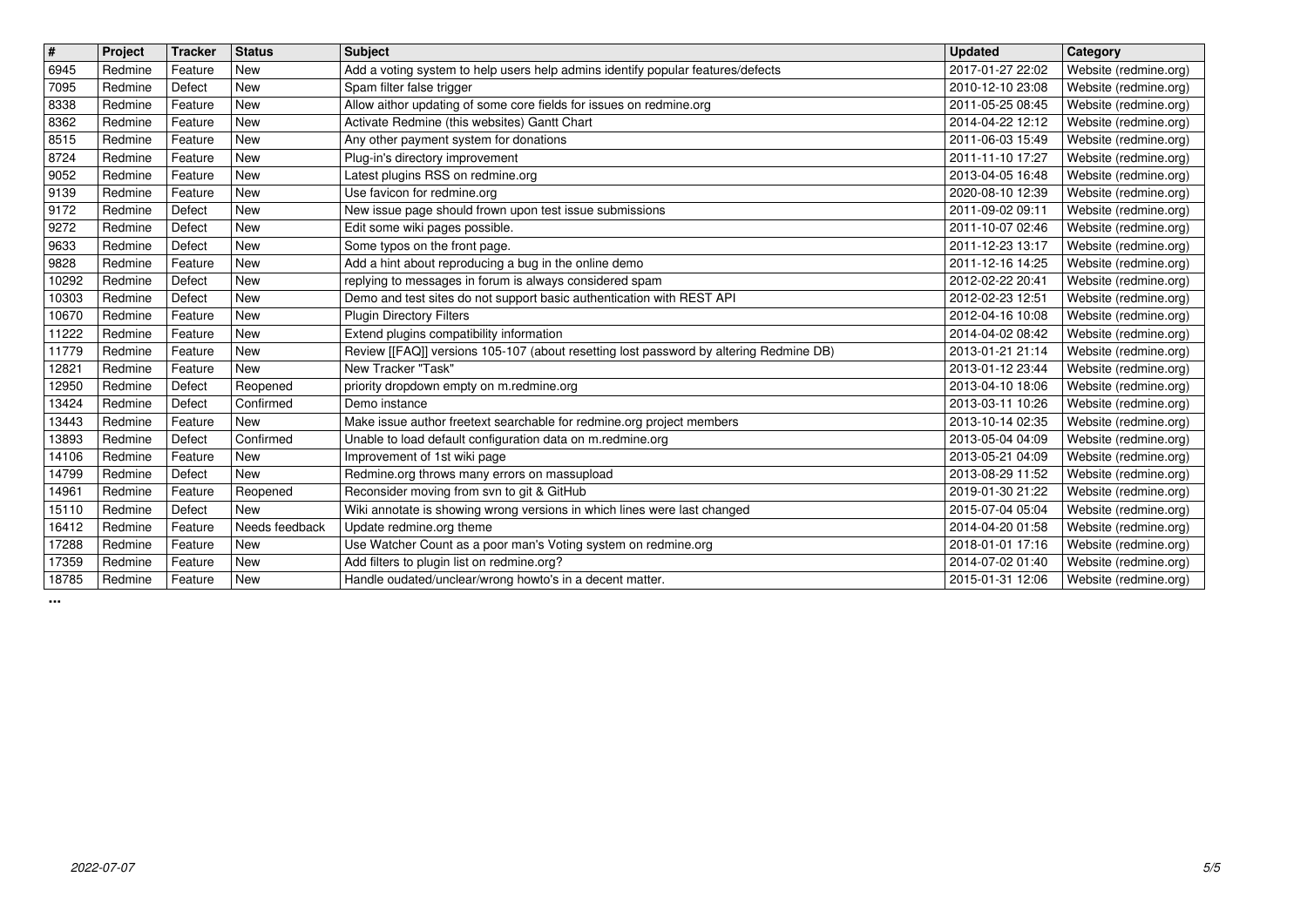| # | Project | Tracker | Status | Subject | Updated | Category |
| --- | --- | --- | --- | --- | --- | --- |
| 6945 | Redmine | Feature | New | Add a voting system to help users help admins identify popular features/defects | 2017-01-27 22:02 | Website (redmine.org) |
| 7095 | Redmine | Defect | New | Spam filter false trigger | 2010-12-10 23:08 | Website (redmine.org) |
| 8338 | Redmine | Feature | New | Allow aithor updating of some core fields for issues on redmine.org | 2011-05-25 08:45 | Website (redmine.org) |
| 8362 | Redmine | Feature | New | Activate Redmine (this websites) Gantt Chart | 2014-04-22 12:12 | Website (redmine.org) |
| 8515 | Redmine | Feature | New | Any other payment system for donations | 2011-06-03 15:49 | Website (redmine.org) |
| 8724 | Redmine | Feature | New | Plug-in's directory improvement | 2011-11-10 17:27 | Website (redmine.org) |
| 9052 | Redmine | Feature | New | Latest plugins RSS on redmine.org | 2013-04-05 16:48 | Website (redmine.org) |
| 9139 | Redmine | Feature | New | Use favicon for redmine.org | 2020-08-10 12:39 | Website (redmine.org) |
| 9172 | Redmine | Defect | New | New issue page should frown upon test issue submissions | 2011-09-02 09:11 | Website (redmine.org) |
| 9272 | Redmine | Defect | New | Edit some wiki pages possible. | 2011-10-07 02:46 | Website (redmine.org) |
| 9633 | Redmine | Defect | New | Some typos on the front page. | 2011-12-23 13:17 | Website (redmine.org) |
| 9828 | Redmine | Feature | New | Add a hint about reproducing a bug in the online demo | 2011-12-16 14:25 | Website (redmine.org) |
| 10292 | Redmine | Defect | New | replying to messages in forum is always considered spam | 2012-02-22 20:41 | Website (redmine.org) |
| 10303 | Redmine | Defect | New | Demo and test sites do not support basic authentication with REST API | 2012-02-23 12:51 | Website (redmine.org) |
| 10670 | Redmine | Feature | New | Plugin Directory Filters | 2012-04-16 10:08 | Website (redmine.org) |
| 11222 | Redmine | Feature | New | Extend plugins compatibility information | 2014-04-02 08:42 | Website (redmine.org) |
| 11779 | Redmine | Feature | New | Review [[FAQ]] versions 105-107 (about resetting lost password by altering Redmine DB) | 2013-01-21 21:14 | Website (redmine.org) |
| 12821 | Redmine | Feature | New | New Tracker "Task" | 2013-01-12 23:44 | Website (redmine.org) |
| 12950 | Redmine | Defect | Reopened | priority dropdown empty on m.redmine.org | 2013-04-10 18:06 | Website (redmine.org) |
| 13424 | Redmine | Defect | Confirmed | Demo instance | 2013-03-11 10:26 | Website (redmine.org) |
| 13443 | Redmine | Feature | New | Make issue author freetext searchable for redmine.org project members | 2013-10-14 02:35 | Website (redmine.org) |
| 13893 | Redmine | Defect | Confirmed | Unable to load default configuration data on m.redmine.org | 2013-05-04 04:09 | Website (redmine.org) |
| 14106 | Redmine | Feature | New | Improvement of 1st wiki page | 2013-05-21 04:09 | Website (redmine.org) |
| 14799 | Redmine | Defect | New | Redmine.org throws many errors on massupload | 2013-08-29 11:52 | Website (redmine.org) |
| 14961 | Redmine | Feature | Reopened | Reconsider moving from svn to git & GitHub | 2019-01-30 21:22 | Website (redmine.org) |
| 15110 | Redmine | Defect | New | Wiki annotate is showing wrong versions in which lines were last changed | 2015-07-04 05:04 | Website (redmine.org) |
| 16412 | Redmine | Feature | Needs feedback | Update redmine.org theme | 2014-04-20 01:58 | Website (redmine.org) |
| 17288 | Redmine | Feature | New | Use Watcher Count as a poor man's Voting system on redmine.org | 2018-01-01 17:16 | Website (redmine.org) |
| 17359 | Redmine | Feature | New | Add filters to plugin list on redmine.org? | 2014-07-02 01:40 | Website (redmine.org) |
| 18785 | Redmine | Feature | New | Handle oudated/unclear/wrong howto's in a decent matter. | 2015-01-31 12:06 | Website (redmine.org) |

...